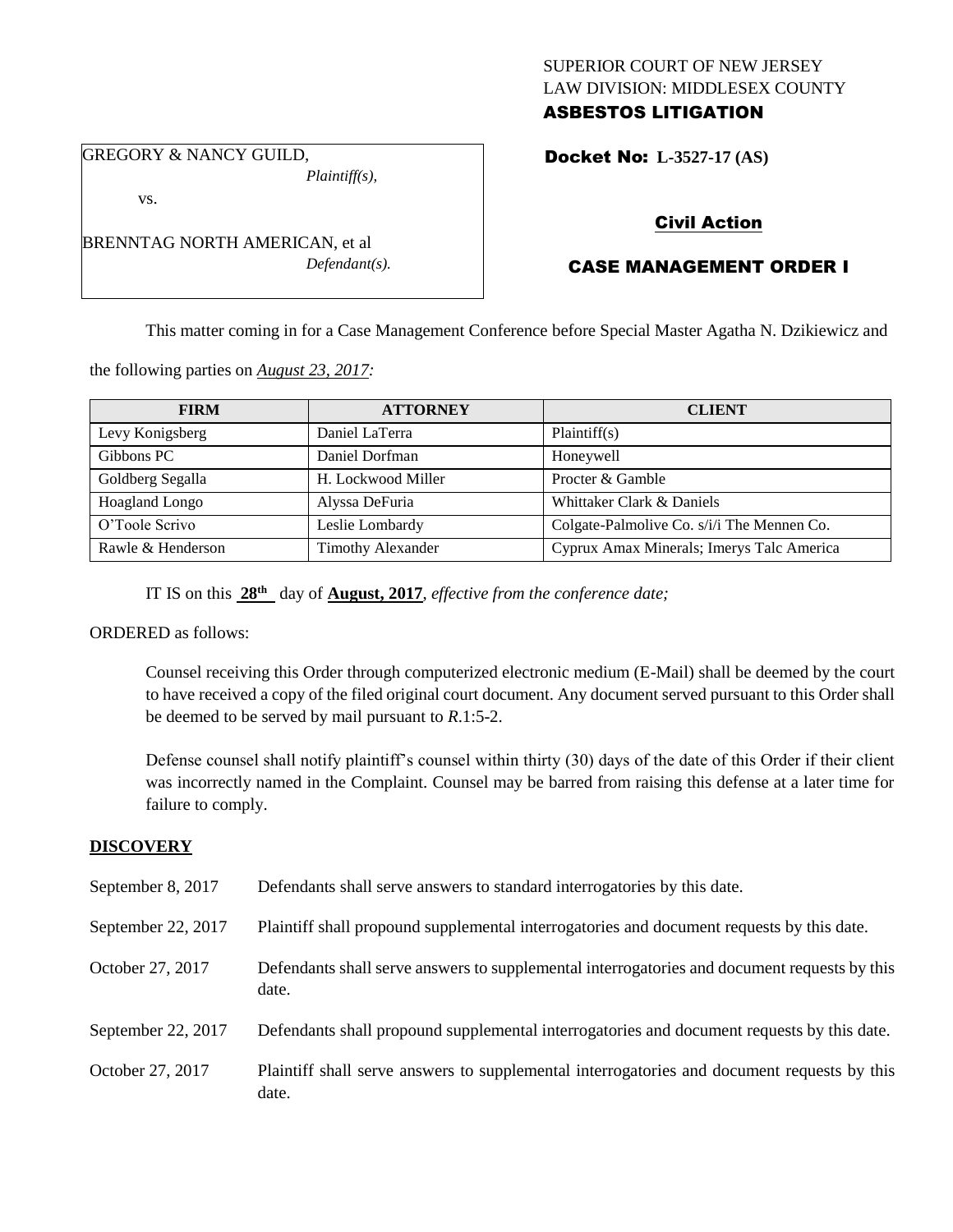SUPERIOR COURT OF NEW JERSEY
LAW DIVISION: MIDDLESEX COUNTY
**ASBESTOS LITIGATION**

GREGORY & NANCY GUILD,
*Plaintiff(s),*

vs.

BRENNTAG NORTH AMERICAN, et al
*Defendant(s).*

**Docket No: L-3527-17 (AS)**

## Civil Action

## CASE MANAGEMENT ORDER I

This matter coming in for a Case Management Conference before Special Master Agatha N. Dzikiewicz and the following parties on *August 23, 2017:*

| FIRM | ATTORNEY | CLIENT |
| --- | --- | --- |
| Levy Konigsberg | Daniel LaTerra | Plaintiff(s) |
| Gibbons PC | Daniel Dorfman | Honeywell |
| Goldberg Segalla | H. Lockwood Miller | Procter & Gamble |
| Hoagland Longo | Alyssa DeFuria | Whittaker Clark & Daniels |
| O'Toole Scrivo | Leslie Lombardy | Colgate-Palmolive Co. s/i/i The Mennen Co. |
| Rawle & Henderson | Timothy Alexander | Cyprux Amax Minerals; Imerys Talc America |

IT IS on this **28th** day of **August, 2017**, *effective from the conference date;*

ORDERED as follows:

Counsel receiving this Order through computerized electronic medium (E-Mail) shall be deemed by the court to have received a copy of the filed original court document. Any document served pursuant to this Order shall be deemed to be served by mail pursuant to *R*.1:5-2.

Defense counsel shall notify plaintiff's counsel within thirty (30) days of the date of this Order if their client was incorrectly named in the Complaint. Counsel may be barred from raising this defense at a later time for failure to comply.

## DISCOVERY

| | |
| --- | --- |
| September 8, 2017 | Defendants shall serve answers to standard interrogatories by this date. |
| September 22, 2017 | Plaintiff shall propound supplemental interrogatories and document requests by this date. |
| October 27, 2017 | Defendants shall serve answers to supplemental interrogatories and document requests by this date. |
| September 22, 2017 | Defendants shall propound supplemental interrogatories and document requests by this date. |
| October 27, 2017 | Plaintiff shall serve answers to supplemental interrogatories and document requests by this date. |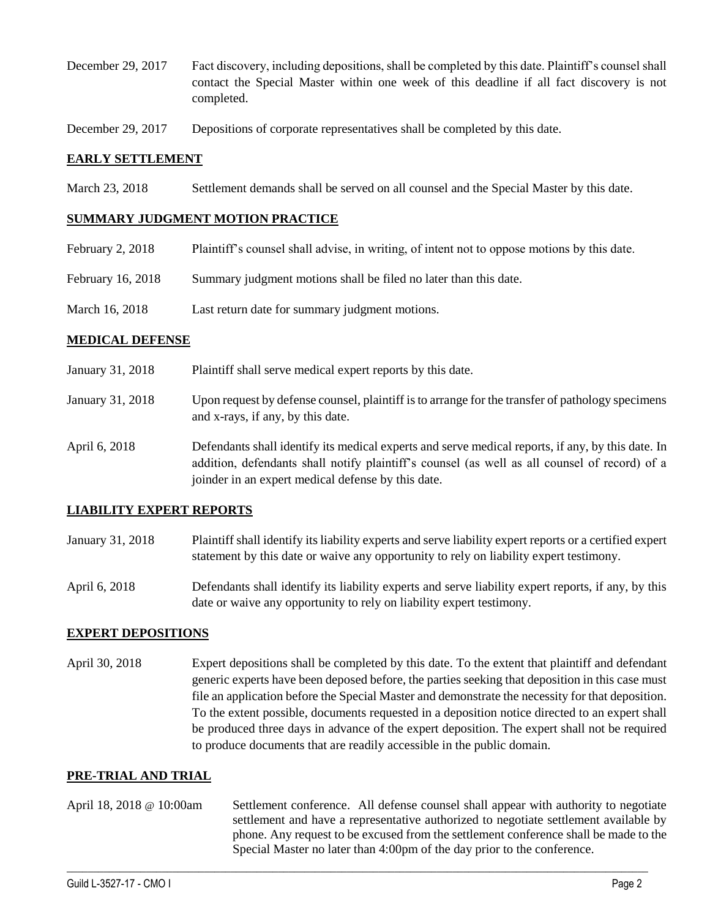| | |
|---|---|
| December 29, 2017 | Fact discovery, including depositions, shall be completed by this date. Plaintiff's counsel shall contact the Special Master within one week of this deadline if all fact discovery is not completed. |
| December 29, 2017 | Depositions of corporate representatives shall be completed by this date. |

## EARLY SETTLEMENT

| | |
|---|---|
| March 23, 2018 | Settlement demands shall be served on all counsel and the Special Master by this date. |

## SUMMARY JUDGMENT MOTION PRACTICE

| | |
|---|---|
| February 2, 2018 | Plaintiff's counsel shall advise, in writing, of intent not to oppose motions by this date. |
| February 16, 2018 | Summary judgment motions shall be filed no later than this date. |
| March 16, 2018 | Last return date for summary judgment motions. |

## MEDICAL DEFENSE

| | |
|---|---|
| January 31, 2018 | Plaintiff shall serve medical expert reports by this date. |
| January 31, 2018 | Upon request by defense counsel, plaintiff is to arrange for the transfer of pathology specimens and x-rays, if any, by this date. |
| April 6, 2018 | Defendants shall identify its medical experts and serve medical reports, if any, by this date. In addition, defendants shall notify plaintiff's counsel (as well as all counsel of record) of a joinder in an expert medical defense by this date. |

## LIABILITY EXPERT REPORTS

| | |
|---|---|
| January 31, 2018 | Plaintiff shall identify its liability experts and serve liability expert reports or a certified expert statement by this date or waive any opportunity to rely on liability expert testimony. |
| April 6, 2018 | Defendants shall identify its liability experts and serve liability expert reports, if any, by this date or waive any opportunity to rely on liability expert testimony. |

## EXPERT DEPOSITIONS

| | |
|---|---|
| April 30, 2018 | Expert depositions shall be completed by this date. To the extent that plaintiff and defendant generic experts have been deposed before, the parties seeking that deposition in this case must file an application before the Special Master and demonstrate the necessity for that deposition. To the extent possible, documents requested in a deposition notice directed to an expert shall be produced three days in advance of the expert deposition. The expert shall not be required to produce documents that are readily accessible in the public domain. |

## PRE-TRIAL AND TRIAL

| | |
|---|---|
| April 18, 2018 @ 10:00am | Settlement conference. All defense counsel shall appear with authority to negotiate settlement and have a representative authorized to negotiate settlement available by phone. Any request to be excused from the settlement conference shall be made to the Special Master no later than 4:00pm of the day prior to the conference. |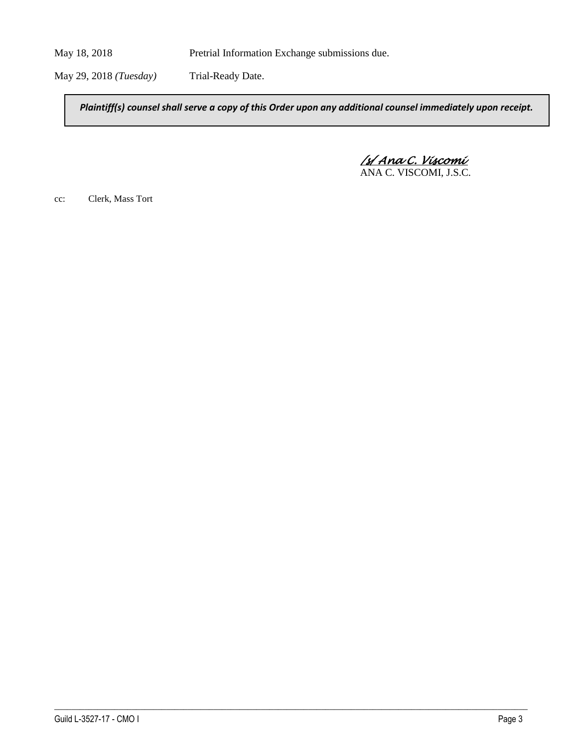| | |
|---|---|
| May 18, 2018 | Pretrial Information Exchange submissions due. |
| May 29, 2018 *(Tuesday)* | Trial-Ready Date. |

***Plaintiff(s) counsel shall serve a copy of this Order upon any additional counsel immediately upon receipt.***

*/s/ Ana C. Viscomi*
ANA C. VISCOMI, J.S.C.

cc: Clerk, Mass Tort